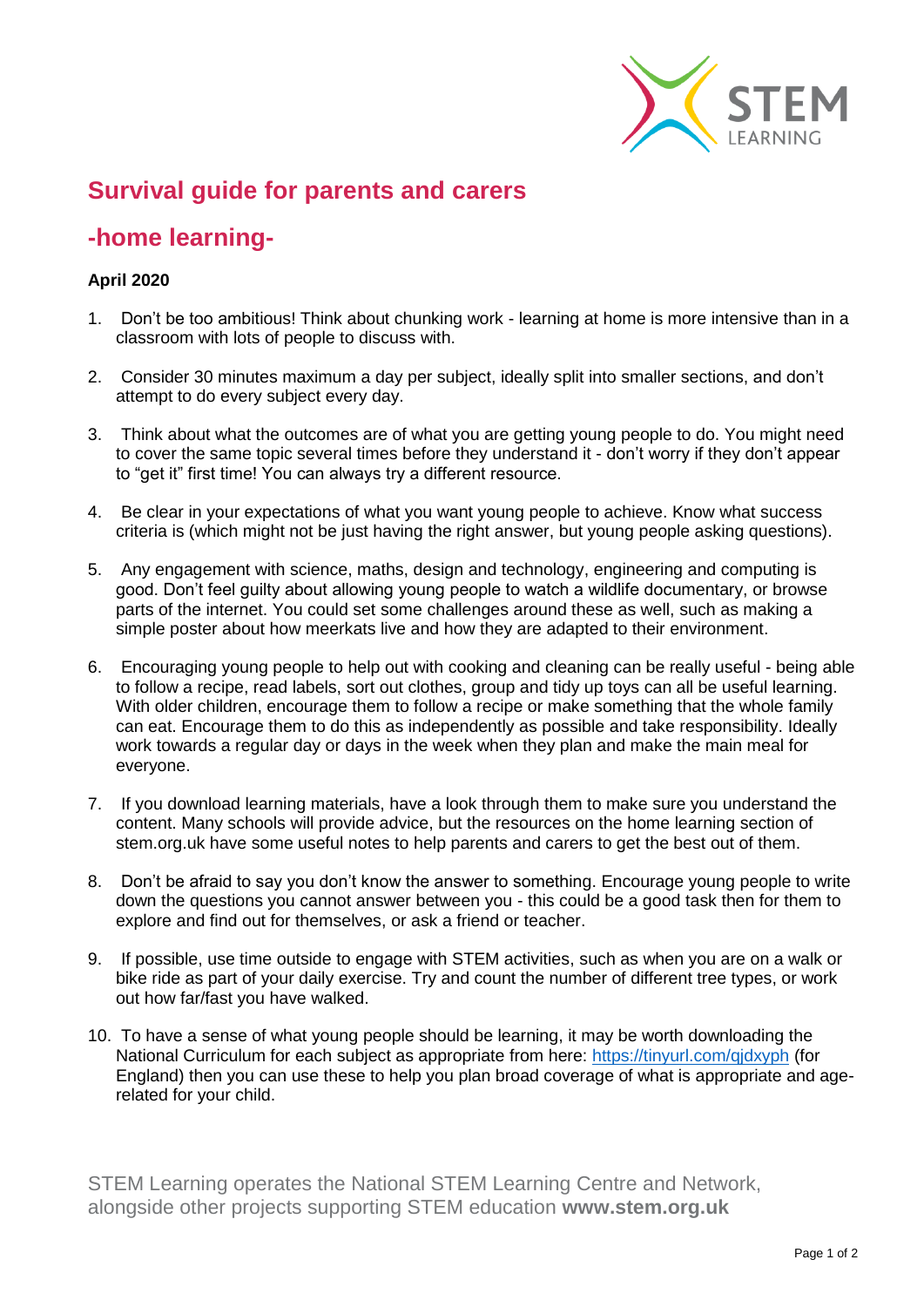# Survival guide for parents and carers

## -home learning-

**April 2020**

1. Don't be too ambitious! Think about chunking work - learning at home is more intensive than in a classroom with lots of people to discuss with.

2. Consider 30 minutes maximum a day per subject, ideally split into smaller sections, and don't attempt to do every subject every day.

3. Think about what the outcomes are of what you are getting young people to do. You might need to cover the same topic several times before they understand it - don't worry if they don't appear to "get it" first time! You can always try a different resource.

4. Be clear in your expectations of what you want young people to achieve. Know what success criteria is (which might not be just having the right answer, but young people asking questions).

5. Any engagement with science, maths, design and technology, engineering and computing is good. Don't feel guilty about allowing young people to watch a wildlife documentary, or browse parts of the internet. You could set some challenges around these as well, such as making a simple poster about how meerkats live and how they are adapted to their environment.

6. Encouraging young people to help out with cooking and cleaning can be really useful - being able to follow a recipe, read labels, sort out clothes, group and tidy up toys can all be useful learning. With older children, encourage them to follow a recipe or make something that the whole family can eat. Encourage them to do this as independently as possible and take responsibility. Ideally work towards a regular day or days in the week when they plan and make the main meal for everyone.

7. If you download learning materials, have a look through them to make sure you understand the content. Many schools will provide advice, but the resources on the home learning section of stem.org.uk have some useful notes to help parents and carers to get the best out of them.

8. Don't be afraid to say you don't know the answer to something. Encourage young people to write down the questions you cannot answer between you - this could be a good task then for them to explore and find out for themselves, or ask a friend or teacher.

9. If possible, use time outside to engage with STEM activities, such as when you are on a walk or bike ride as part of your daily exercise. Try and count the number of different tree types, or work out how far/fast you have walked.

10. To have a sense of what young people should be learning, it may be worth downloading the National Curriculum for each subject as appropriate from here: https://tinyurl.com/qjdxyph (for England) then you can use these to help you plan broad coverage of what is appropriate and age-related for your child.

STEM Learning operates the National STEM Learning Centre and Network, alongside other projects supporting STEM education **www.stem.org.uk**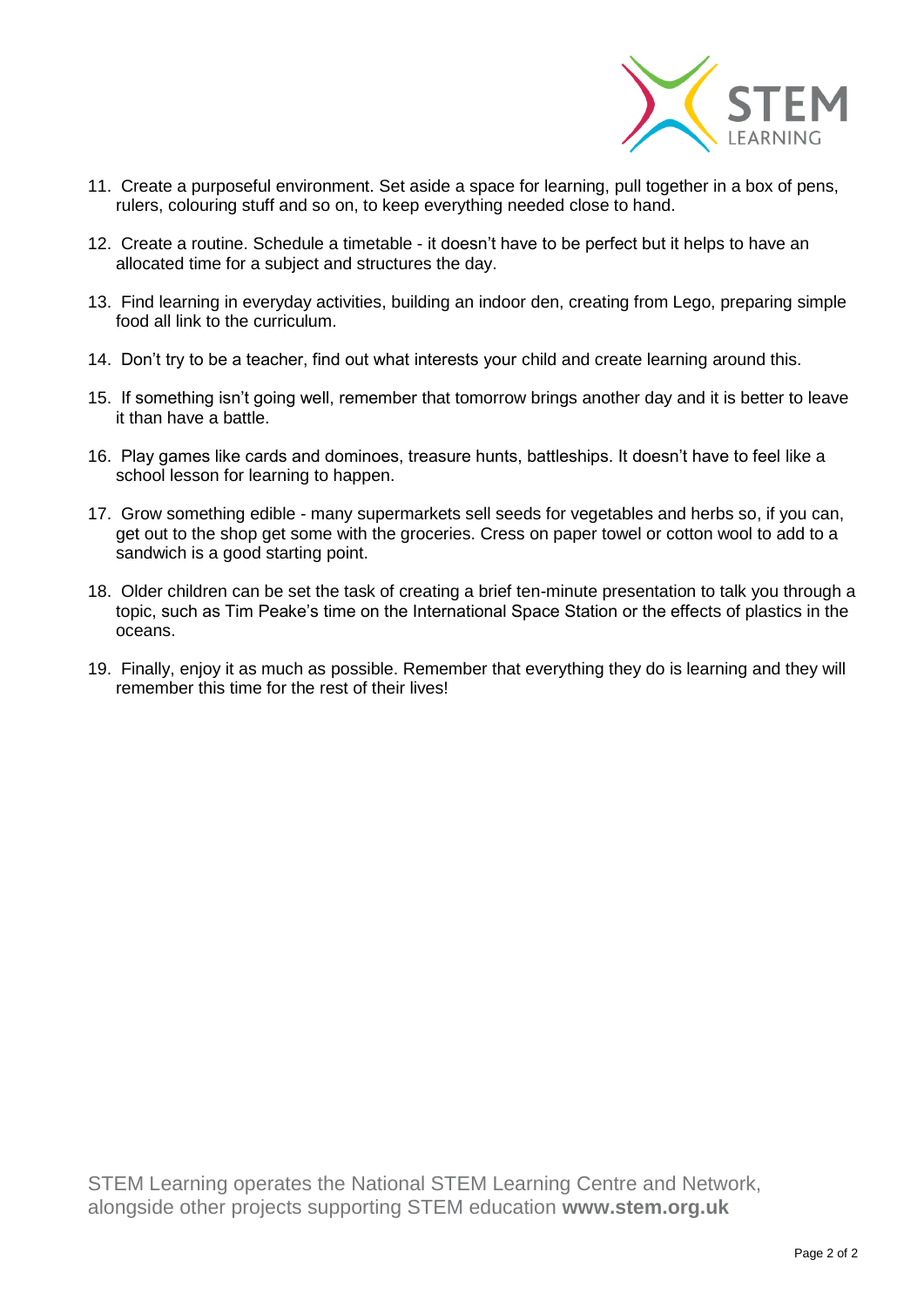11. Create a purposeful environment. Set aside a space for learning, pull together in a box of pens, rulers, colouring stuff and so on, to keep everything needed close to hand.

12. Create a routine. Schedule a timetable - it doesn't have to be perfect but it helps to have an allocated time for a subject and structures the day.

13. Find learning in everyday activities, building an indoor den, creating from Lego, preparing simple food all link to the curriculum.

14. Don't try to be a teacher, find out what interests your child and create learning around this.

15. If something isn't going well, remember that tomorrow brings another day and it is better to leave it than have a battle.

16. Play games like cards and dominoes, treasure hunts, battleships. It doesn't have to feel like a school lesson for learning to happen.

17. Grow something edible - many supermarkets sell seeds for vegetables and herbs so, if you can, get out to the shop get some with the groceries. Cress on paper towel or cotton wool to add to a sandwich is a good starting point.

18. Older children can be set the task of creating a brief ten-minute presentation to talk you through a topic, such as Tim Peake's time on the International Space Station or the effects of plastics in the oceans.

19. Finally, enjoy it as much as possible. Remember that everything they do is learning and they will remember this time for the rest of their lives!

STEM Learning operates the National STEM Learning Centre and Network, alongside other projects supporting STEM education **www.stem.org.uk**